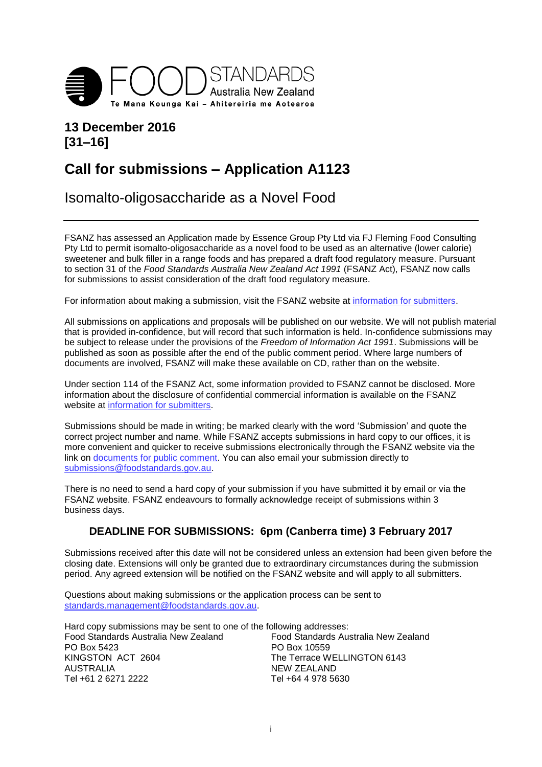FOOD STANDARDS Australia New Zealand
Te Mana Kounga Kai – Ahitereiria me Aotearoa

**13 December 2016**
**[31–16]**

# Call for submissions – Application A1123

## Isomalto-oligosaccharide as a Novel Food

FSANZ has assessed an Application made by Essence Group Pty Ltd via FJ Fleming Food Consulting Pty Ltd to permit isomalto-oligosaccharide as a novel food to be used as an alternative (lower calorie) sweetener and bulk filler in a range foods and has prepared a draft food regulatory measure. Pursuant to section 31 of the *Food Standards Australia New Zealand Act 1991* (FSANZ Act), FSANZ now calls for submissions to assist consideration of the draft food regulatory measure.

For information about making a submission, visit the FSANZ website at information for submitters.

All submissions on applications and proposals will be published on our website. We will not publish material that is provided in-confidence, but will record that such information is held. In-confidence submissions may be subject to release under the provisions of the *Freedom of Information Act 1991*. Submissions will be published as soon as possible after the end of the public comment period. Where large numbers of documents are involved, FSANZ will make these available on CD, rather than on the website.

Under section 114 of the FSANZ Act, some information provided to FSANZ cannot be disclosed. More information about the disclosure of confidential commercial information is available on the FSANZ website at information for submitters.

Submissions should be made in writing; be marked clearly with the word 'Submission' and quote the correct project number and name. While FSANZ accepts submissions in hard copy to our offices, it is more convenient and quicker to receive submissions electronically through the FSANZ website via the link on documents for public comment. You can also email your submission directly to submissions@foodstandards.gov.au.

There is no need to send a hard copy of your submission if you have submitted it by email or via the FSANZ website. FSANZ endeavours to formally acknowledge receipt of submissions within 3 business days.

### DEADLINE FOR SUBMISSIONS: 6pm (Canberra time) 3 February 2017

Submissions received after this date will not be considered unless an extension had been given before the closing date. Extensions will only be granted due to extraordinary circumstances during the submission period. Any agreed extension will be notified on the FSANZ website and will apply to all submitters.

Questions about making submissions or the application process can be sent to standards.management@foodstandards.gov.au.

Hard copy submissions may be sent to one of the following addresses:

Food Standards Australia New Zealand
PO Box 5423
KINGSTON ACT 2604
AUSTRALIA
Tel +61 2 6271 2222

Food Standards Australia New Zealand
PO Box 10559
The Terrace WELLINGTON 6143
NEW ZEALAND
Tel +64 4 978 5630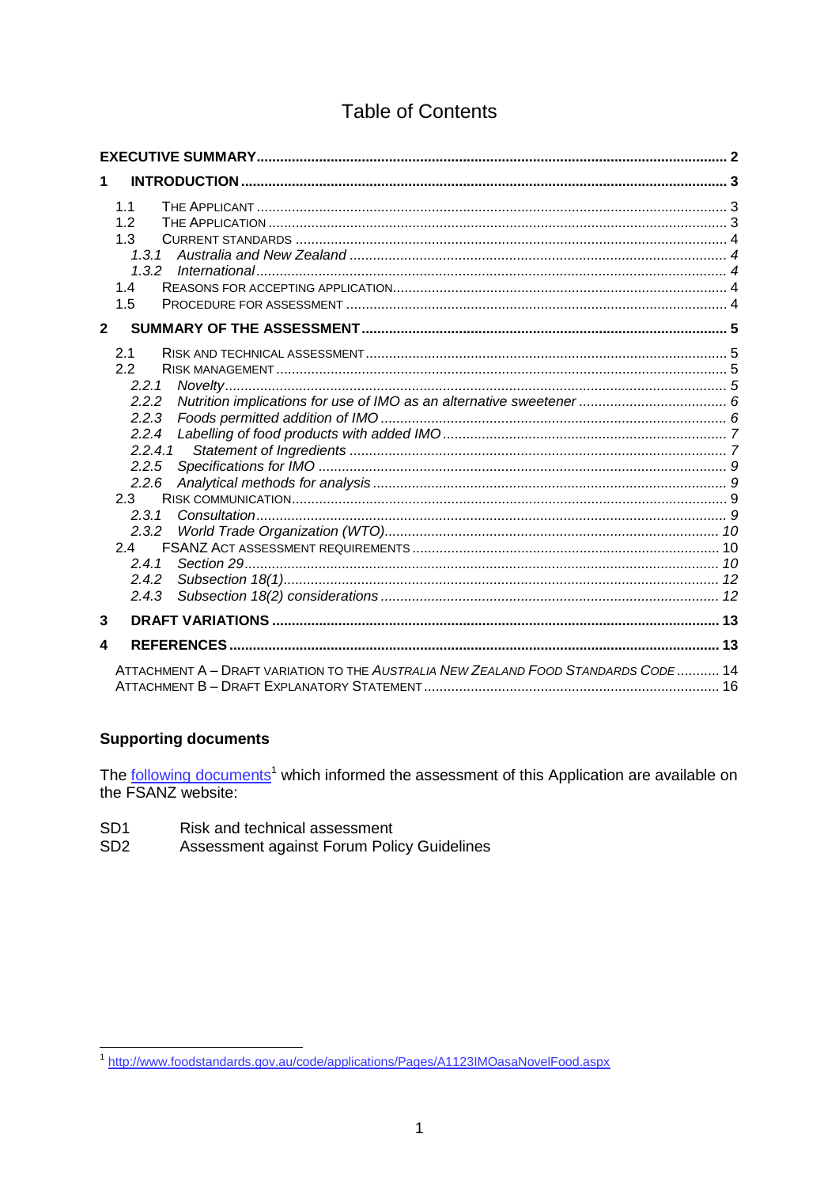# Table of Contents

**EXECUTIVE SUMMARY** .......... 2

**1 INTRODUCTION** .......... 3

- 1.1 THE APPLICANT .......... 3
- 1.2 THE APPLICATION .......... 3
- 1.3 CURRENT STANDARDS .......... 4
  - *1.3.1 Australia and New Zealand* .......... *4*
  - *1.3.2 International* .......... *4*
- 1.4 REASONS FOR ACCEPTING APPLICATION .......... 4
- 1.5 PROCEDURE FOR ASSESSMENT .......... 4

**2 SUMMARY OF THE ASSESSMENT** .......... 5

- 2.1 RISK AND TECHNICAL ASSESSMENT .......... 5
- 2.2 RISK MANAGEMENT .......... 5
  - *2.2.1 Novelty* .......... *5*
  - *2.2.2 Nutrition implications for use of IMO as an alternative sweetener* .......... *6*
  - *2.2.3 Foods permitted addition of IMO* .......... *6*
  - *2.2.4 Labelling of food products with added IMO* .......... *7*
  - *2.2.4.1 Statement of Ingredients* .......... *7*
  - *2.2.5 Specifications for IMO* .......... *9*
  - *2.2.6 Analytical methods for analysis* .......... *9*
- 2.3 RISK COMMUNICATION .......... 9
  - *2.3.1 Consultation* .......... *9*
  - *2.3.2 World Trade Organization (WTO)* .......... *10*
- 2.4 FSANZ ACT ASSESSMENT REQUIREMENTS .......... 10
  - *2.4.1 Section 29* .......... *10*
  - *2.4.2 Subsection 18(1)* .......... *12*
  - *2.4.3 Subsection 18(2) considerations* .......... *12*

**3 DRAFT VARIATIONS** .......... 13

**4 REFERENCES** .......... 13

ATTACHMENT A – DRAFT VARIATION TO THE *AUSTRALIA NEW ZEALAND FOOD STANDARDS CODE* .......... 14
ATTACHMENT B – DRAFT EXPLANATORY STATEMENT .......... 16

## Supporting documents

The following documents[1] which informed the assessment of this Application are available on the FSANZ website:

SD1 Risk and technical assessment
SD2 Assessment against Forum Policy Guidelines

[1] http://www.foodstandards.gov.au/code/applications/Pages/A1123IMOasaNovelFood.aspx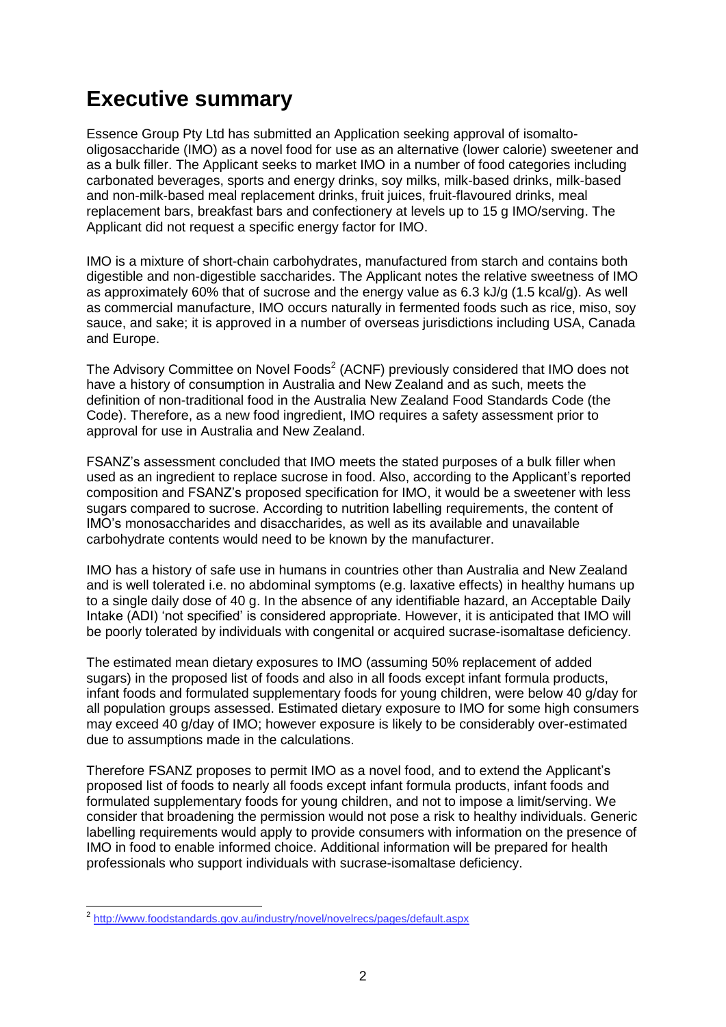# Executive summary

Essence Group Pty Ltd has submitted an Application seeking approval of isomalto-oligosaccharide (IMO) as a novel food for use as an alternative (lower calorie) sweetener and as a bulk filler. The Applicant seeks to market IMO in a number of food categories including carbonated beverages, sports and energy drinks, soy milks, milk-based drinks, milk-based and non-milk-based meal replacement drinks, fruit juices, fruit-flavoured drinks, meal replacement bars, breakfast bars and confectionery at levels up to 15 g IMO/serving. The Applicant did not request a specific energy factor for IMO.

IMO is a mixture of short-chain carbohydrates, manufactured from starch and contains both digestible and non-digestible saccharides. The Applicant notes the relative sweetness of IMO as approximately 60% that of sucrose and the energy value as 6.3 kJ/g (1.5 kcal/g). As well as commercial manufacture, IMO occurs naturally in fermented foods such as rice, miso, soy sauce, and sake; it is approved in a number of overseas jurisdictions including USA, Canada and Europe.

The Advisory Committee on Novel Foods[2] (ACNF) previously considered that IMO does not have a history of consumption in Australia and New Zealand and as such, meets the definition of non-traditional food in the Australia New Zealand Food Standards Code (the Code). Therefore, as a new food ingredient, IMO requires a safety assessment prior to approval for use in Australia and New Zealand.

FSANZ's assessment concluded that IMO meets the stated purposes of a bulk filler when used as an ingredient to replace sucrose in food. Also, according to the Applicant's reported composition and FSANZ's proposed specification for IMO, it would be a sweetener with less sugars compared to sucrose. According to nutrition labelling requirements, the content of IMO's monosaccharides and disaccharides, as well as its available and unavailable carbohydrate contents would need to be known by the manufacturer.

IMO has a history of safe use in humans in countries other than Australia and New Zealand and is well tolerated i.e. no abdominal symptoms (e.g. laxative effects) in healthy humans up to a single daily dose of 40 g. In the absence of any identifiable hazard, an Acceptable Daily Intake (ADI) 'not specified' is considered appropriate. However, it is anticipated that IMO will be poorly tolerated by individuals with congenital or acquired sucrase-isomaltase deficiency.

The estimated mean dietary exposures to IMO (assuming 50% replacement of added sugars) in the proposed list of foods and also in all foods except infant formula products, infant foods and formulated supplementary foods for young children, were below 40 g/day for all population groups assessed. Estimated dietary exposure to IMO for some high consumers may exceed 40 g/day of IMO; however exposure is likely to be considerably over-estimated due to assumptions made in the calculations.

Therefore FSANZ proposes to permit IMO as a novel food, and to extend the Applicant's proposed list of foods to nearly all foods except infant formula products, infant foods and formulated supplementary foods for young children, and not to impose a limit/serving. We consider that broadening the permission would not pose a risk to healthy individuals. Generic labelling requirements would apply to provide consumers with information on the presence of IMO in food to enable informed choice. Additional information will be prepared for health professionals who support individuals with sucrase-isomaltase deficiency.

[2] http://www.foodstandards.gov.au/industry/novel/novelrecs/pages/default.aspx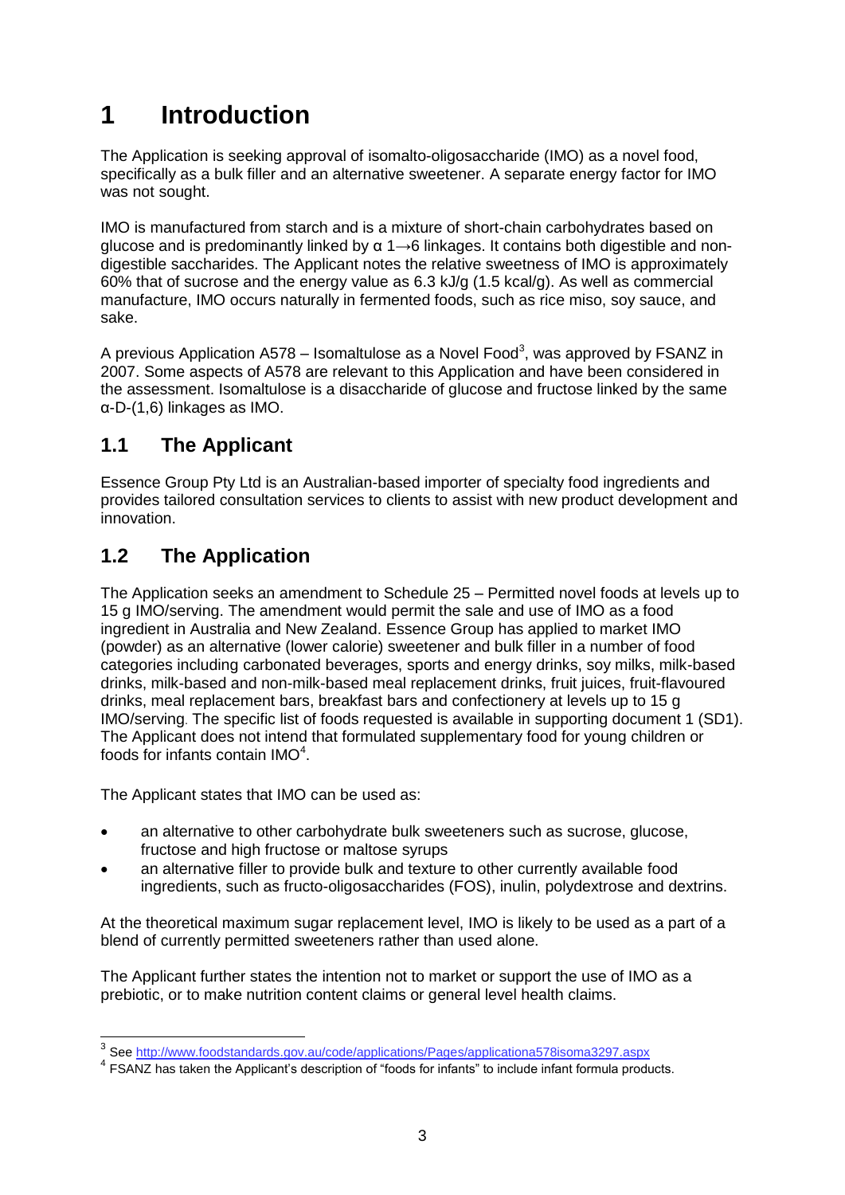# 1 Introduction

The Application is seeking approval of isomalto-oligosaccharide (IMO) as a novel food, specifically as a bulk filler and an alternative sweetener. A separate energy factor for IMO was not sought.

IMO is manufactured from starch and is a mixture of short-chain carbohydrates based on glucose and is predominantly linked by α 1→6 linkages. It contains both digestible and non-digestible saccharides. The Applicant notes the relative sweetness of IMO is approximately 60% that of sucrose and the energy value as 6.3 kJ/g (1.5 kcal/g). As well as commercial manufacture, IMO occurs naturally in fermented foods, such as rice miso, soy sauce, and sake.

A previous Application A578 – Isomaltulose as a Novel Food[3], was approved by FSANZ in 2007. Some aspects of A578 are relevant to this Application and have been considered in the assessment. Isomaltulose is a disaccharide of glucose and fructose linked by the same α-D-(1,6) linkages as IMO.

## 1.1 The Applicant

Essence Group Pty Ltd is an Australian-based importer of specialty food ingredients and provides tailored consultation services to clients to assist with new product development and innovation.

## 1.2 The Application

The Application seeks an amendment to Schedule 25 – Permitted novel foods at levels up to 15 g IMO/serving. The amendment would permit the sale and use of IMO as a food ingredient in Australia and New Zealand. Essence Group has applied to market IMO (powder) as an alternative (lower calorie) sweetener and bulk filler in a number of food categories including carbonated beverages, sports and energy drinks, soy milks, milk-based drinks, milk-based and non-milk-based meal replacement drinks, fruit juices, fruit-flavoured drinks, meal replacement bars, breakfast bars and confectionery at levels up to 15 g IMO/serving. The specific list of foods requested is available in supporting document 1 (SD1). The Applicant does not intend that formulated supplementary food for young children or foods for infants contain IMO[4].

The Applicant states that IMO can be used as:

- an alternative to other carbohydrate bulk sweeteners such as sucrose, glucose, fructose and high fructose or maltose syrups
- an alternative filler to provide bulk and texture to other currently available food ingredients, such as fructo-oligosaccharides (FOS), inulin, polydextrose and dextrins.

At the theoretical maximum sugar replacement level, IMO is likely to be used as a part of a blend of currently permitted sweeteners rather than used alone.

The Applicant further states the intention not to market or support the use of IMO as a prebiotic, or to make nutrition content claims or general level health claims.

---

[3] See http://www.foodstandards.gov.au/code/applications/Pages/applicationa578isoma3297.aspx

[4] FSANZ has taken the Applicant's description of "foods for infants" to include infant formula products.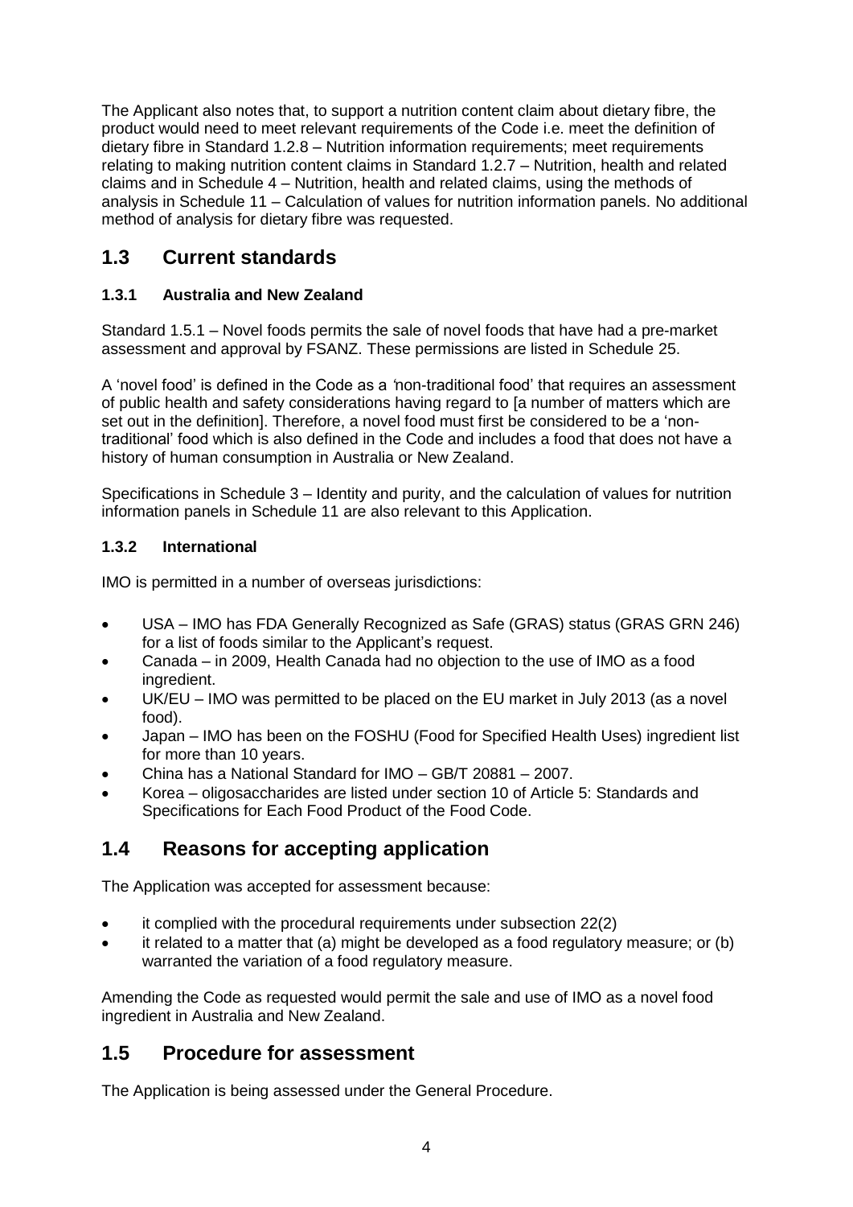The Applicant also notes that, to support a nutrition content claim about dietary fibre, the product would need to meet relevant requirements of the Code i.e. meet the definition of dietary fibre in Standard 1.2.8 – Nutrition information requirements; meet requirements relating to making nutrition content claims in Standard 1.2.7 – Nutrition, health and related claims and in Schedule 4 – Nutrition, health and related claims, using the methods of analysis in Schedule 11 – Calculation of values for nutrition information panels. No additional method of analysis for dietary fibre was requested.

## 1.3 Current standards

### 1.3.1 Australia and New Zealand

Standard 1.5.1 – Novel foods permits the sale of novel foods that have had a pre-market assessment and approval by FSANZ. These permissions are listed in Schedule 25.

A 'novel food' is defined in the Code as a *'*non-traditional food' that requires an assessment of public health and safety considerations having regard to [a number of matters which are set out in the definition]. Therefore, a novel food must first be considered to be a 'non-traditional' food which is also defined in the Code and includes a food that does not have a history of human consumption in Australia or New Zealand.

Specifications in Schedule 3 – Identity and purity, and the calculation of values for nutrition information panels in Schedule 11 are also relevant to this Application.

### 1.3.2 International

IMO is permitted in a number of overseas jurisdictions:

- USA – IMO has FDA Generally Recognized as Safe (GRAS) status (GRAS GRN 246) for a list of foods similar to the Applicant's request.
- Canada – in 2009, Health Canada had no objection to the use of IMO as a food ingredient.
- UK/EU – IMO was permitted to be placed on the EU market in July 2013 (as a novel food).
- Japan – IMO has been on the FOSHU (Food for Specified Health Uses) ingredient list for more than 10 years.
- China has a National Standard for IMO – GB/T 20881 – 2007.
- Korea – oligosaccharides are listed under section 10 of Article 5: Standards and Specifications for Each Food Product of the Food Code.

## 1.4 Reasons for accepting application

The Application was accepted for assessment because:

- it complied with the procedural requirements under subsection 22(2)
- it related to a matter that (a) might be developed as a food regulatory measure; or (b) warranted the variation of a food regulatory measure.

Amending the Code as requested would permit the sale and use of IMO as a novel food ingredient in Australia and New Zealand.

## 1.5 Procedure for assessment

The Application is being assessed under the General Procedure.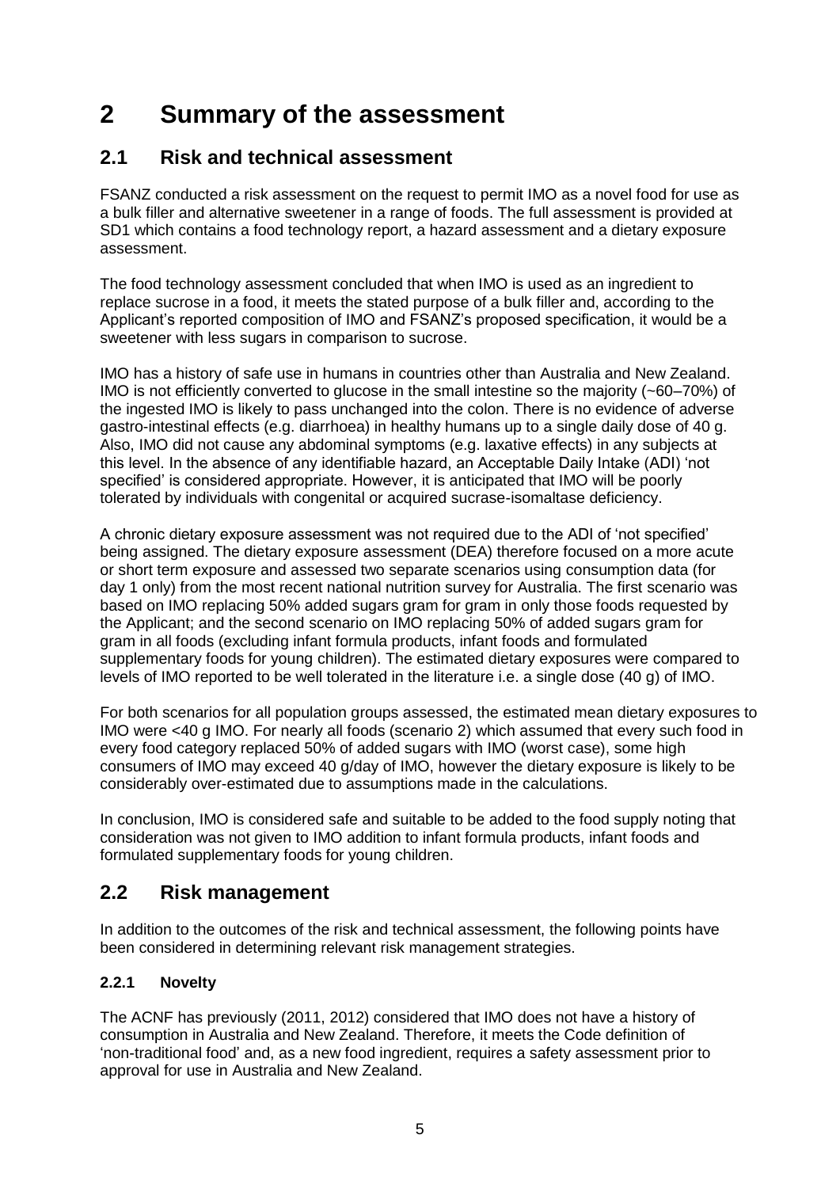# 2 Summary of the assessment

## 2.1 Risk and technical assessment

FSANZ conducted a risk assessment on the request to permit IMO as a novel food for use as a bulk filler and alternative sweetener in a range of foods. The full assessment is provided at SD1 which contains a food technology report, a hazard assessment and a dietary exposure assessment.

The food technology assessment concluded that when IMO is used as an ingredient to replace sucrose in a food, it meets the stated purpose of a bulk filler and, according to the Applicant's reported composition of IMO and FSANZ's proposed specification, it would be a sweetener with less sugars in comparison to sucrose.

IMO has a history of safe use in humans in countries other than Australia and New Zealand. IMO is not efficiently converted to glucose in the small intestine so the majority (~60–70%) of the ingested IMO is likely to pass unchanged into the colon. There is no evidence of adverse gastro-intestinal effects (e.g. diarrhoea) in healthy humans up to a single daily dose of 40 g. Also, IMO did not cause any abdominal symptoms (e.g. laxative effects) in any subjects at this level. In the absence of any identifiable hazard, an Acceptable Daily Intake (ADI) 'not specified' is considered appropriate. However, it is anticipated that IMO will be poorly tolerated by individuals with congenital or acquired sucrase-isomaltase deficiency.

A chronic dietary exposure assessment was not required due to the ADI of 'not specified' being assigned. The dietary exposure assessment (DEA) therefore focused on a more acute or short term exposure and assessed two separate scenarios using consumption data (for day 1 only) from the most recent national nutrition survey for Australia. The first scenario was based on IMO replacing 50% added sugars gram for gram in only those foods requested by the Applicant; and the second scenario on IMO replacing 50% of added sugars gram for gram in all foods (excluding infant formula products, infant foods and formulated supplementary foods for young children). The estimated dietary exposures were compared to levels of IMO reported to be well tolerated in the literature i.e. a single dose (40 g) of IMO.

For both scenarios for all population groups assessed, the estimated mean dietary exposures to IMO were <40 g IMO. For nearly all foods (scenario 2) which assumed that every such food in every food category replaced 50% of added sugars with IMO (worst case), some high consumers of IMO may exceed 40 g/day of IMO, however the dietary exposure is likely to be considerably over-estimated due to assumptions made in the calculations.

In conclusion, IMO is considered safe and suitable to be added to the food supply noting that consideration was not given to IMO addition to infant formula products, infant foods and formulated supplementary foods for young children.

## 2.2 Risk management

In addition to the outcomes of the risk and technical assessment, the following points have been considered in determining relevant risk management strategies.

### 2.2.1 Novelty

The ACNF has previously (2011, 2012) considered that IMO does not have a history of consumption in Australia and New Zealand. Therefore, it meets the Code definition of 'non-traditional food' and, as a new food ingredient, requires a safety assessment prior to approval for use in Australia and New Zealand.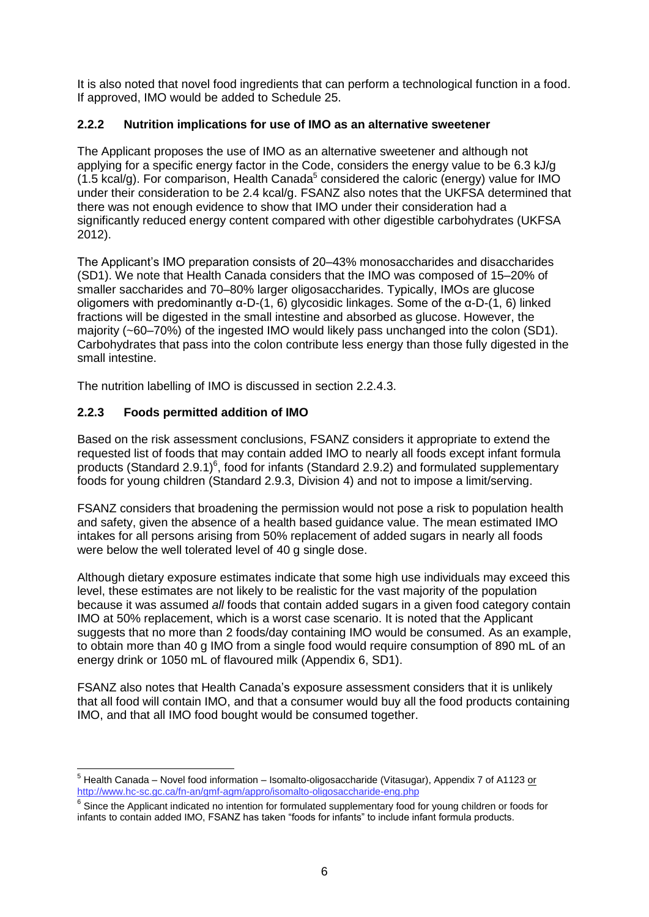It is also noted that novel food ingredients that can perform a technological function in a food. If approved, IMO would be added to Schedule 25.

### 2.2.2 Nutrition implications for use of IMO as an alternative sweetener

The Applicant proposes the use of IMO as an alternative sweetener and although not applying for a specific energy factor in the Code, considers the energy value to be 6.3 kJ/g (1.5 kcal/g). For comparison, Health Canada[5] considered the caloric (energy) value for IMO under their consideration to be 2.4 kcal/g. FSANZ also notes that the UKFSA determined that there was not enough evidence to show that IMO under their consideration had a significantly reduced energy content compared with other digestible carbohydrates (UKFSA 2012).

The Applicant's IMO preparation consists of 20–43% monosaccharides and disaccharides (SD1). We note that Health Canada considers that the IMO was composed of 15–20% of smaller saccharides and 70–80% larger oligosaccharides. Typically, IMOs are glucose oligomers with predominantly α-D-(1, 6) glycosidic linkages. Some of the α-D-(1, 6) linked fractions will be digested in the small intestine and absorbed as glucose. However, the majority (~60–70%) of the ingested IMO would likely pass unchanged into the colon (SD1). Carbohydrates that pass into the colon contribute less energy than those fully digested in the small intestine.

The nutrition labelling of IMO is discussed in section 2.2.4.3.

### 2.2.3 Foods permitted addition of IMO

Based on the risk assessment conclusions, FSANZ considers it appropriate to extend the requested list of foods that may contain added IMO to nearly all foods except infant formula products (Standard 2.9.1)[6], food for infants (Standard 2.9.2) and formulated supplementary foods for young children (Standard 2.9.3, Division 4) and not to impose a limit/serving.

FSANZ considers that broadening the permission would not pose a risk to population health and safety, given the absence of a health based guidance value. The mean estimated IMO intakes for all persons arising from 50% replacement of added sugars in nearly all foods were below the well tolerated level of 40 g single dose.

Although dietary exposure estimates indicate that some high use individuals may exceed this level, these estimates are not likely to be realistic for the vast majority of the population because it was assumed *all* foods that contain added sugars in a given food category contain IMO at 50% replacement, which is a worst case scenario. It is noted that the Applicant suggests that no more than 2 foods/day containing IMO would be consumed. As an example, to obtain more than 40 g IMO from a single food would require consumption of 890 mL of an energy drink or 1050 mL of flavoured milk (Appendix 6, SD1).

FSANZ also notes that Health Canada's exposure assessment considers that it is unlikely that all food will contain IMO, and that a consumer would buy all the food products containing IMO, and that all IMO food bought would be consumed together.

---

[5] Health Canada – Novel food information – Isomalto-oligosaccharide (Vitasugar), Appendix 7 of A1123 or http://www.hc-sc.gc.ca/fn-an/gmf-agm/appro/isomalto-oligosaccharide-eng.php

[6] Since the Applicant indicated no intention for formulated supplementary food for young children or foods for infants to contain added IMO, FSANZ has taken "foods for infants" to include infant formula products.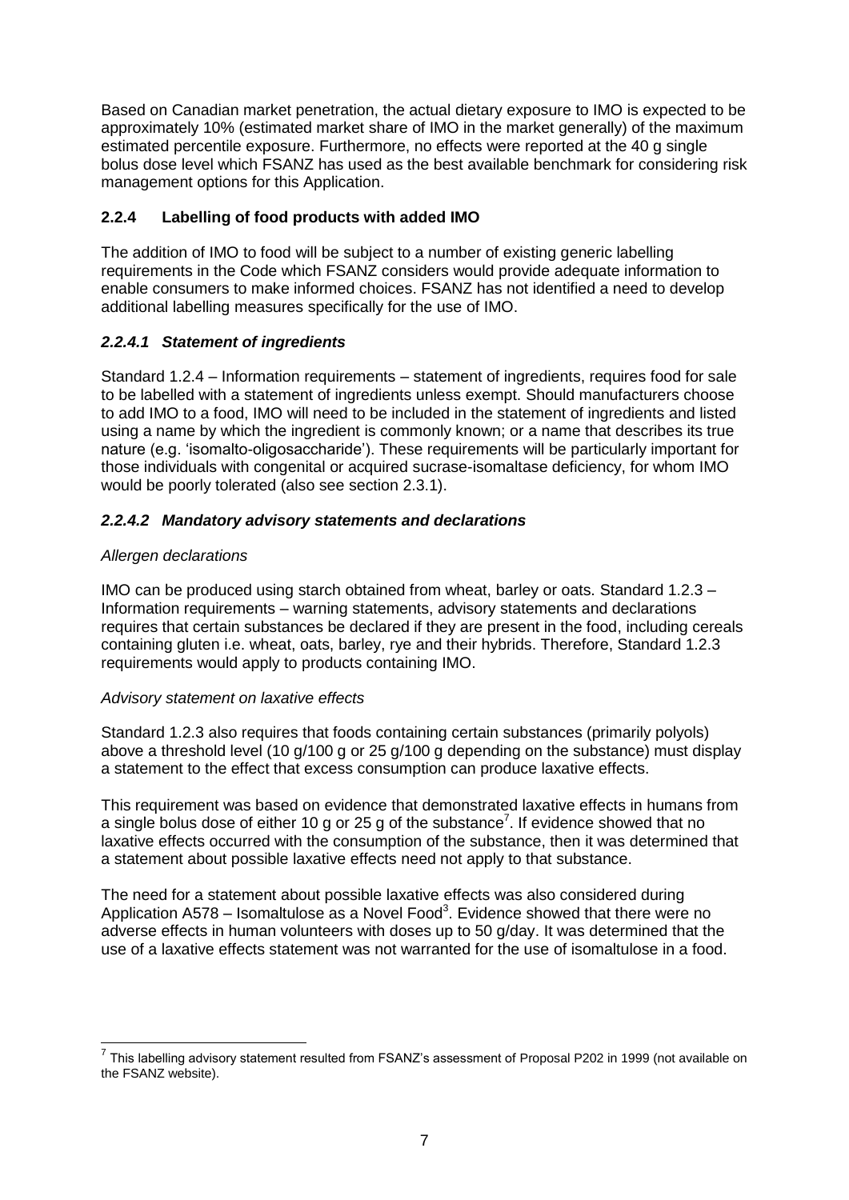Based on Canadian market penetration, the actual dietary exposure to IMO is expected to be approximately 10% (estimated market share of IMO in the market generally) of the maximum estimated percentile exposure. Furthermore, no effects were reported at the 40 g single bolus dose level which FSANZ has used as the best available benchmark for considering risk management options for this Application.

### 2.2.4 Labelling of food products with added IMO

The addition of IMO to food will be subject to a number of existing generic labelling requirements in the Code which FSANZ considers would provide adequate information to enable consumers to make informed choices. FSANZ has not identified a need to develop additional labelling measures specifically for the use of IMO.

#### *2.2.4.1 Statement of ingredients*

Standard 1.2.4 – Information requirements – statement of ingredients, requires food for sale to be labelled with a statement of ingredients unless exempt. Should manufacturers choose to add IMO to a food, IMO will need to be included in the statement of ingredients and listed using a name by which the ingredient is commonly known; or a name that describes its true nature (e.g. 'isomalto-oligosaccharide'). These requirements will be particularly important for those individuals with congenital or acquired sucrase-isomaltase deficiency, for whom IMO would be poorly tolerated (also see section 2.3.1).

#### *2.2.4.2 Mandatory advisory statements and declarations*

*Allergen declarations*

IMO can be produced using starch obtained from wheat, barley or oats. Standard 1.2.3 – Information requirements – warning statements, advisory statements and declarations requires that certain substances be declared if they are present in the food, including cereals containing gluten i.e. wheat, oats, barley, rye and their hybrids. Therefore, Standard 1.2.3 requirements would apply to products containing IMO.

*Advisory statement on laxative effects*

Standard 1.2.3 also requires that foods containing certain substances (primarily polyols) above a threshold level (10 g/100 g or 25 g/100 g depending on the substance) must display a statement to the effect that excess consumption can produce laxative effects.

This requirement was based on evidence that demonstrated laxative effects in humans from a single bolus dose of either 10 g or 25 g of the substance[7]. If evidence showed that no laxative effects occurred with the consumption of the substance, then it was determined that a statement about possible laxative effects need not apply to that substance.

The need for a statement about possible laxative effects was also considered during Application A578 – Isomaltulose as a Novel Food[3]. Evidence showed that there were no adverse effects in human volunteers with doses up to 50 g/day. It was determined that the use of a laxative effects statement was not warranted for the use of isomaltulose in a food.

---

[7] This labelling advisory statement resulted from FSANZ's assessment of Proposal P202 in 1999 (not available on the FSANZ website).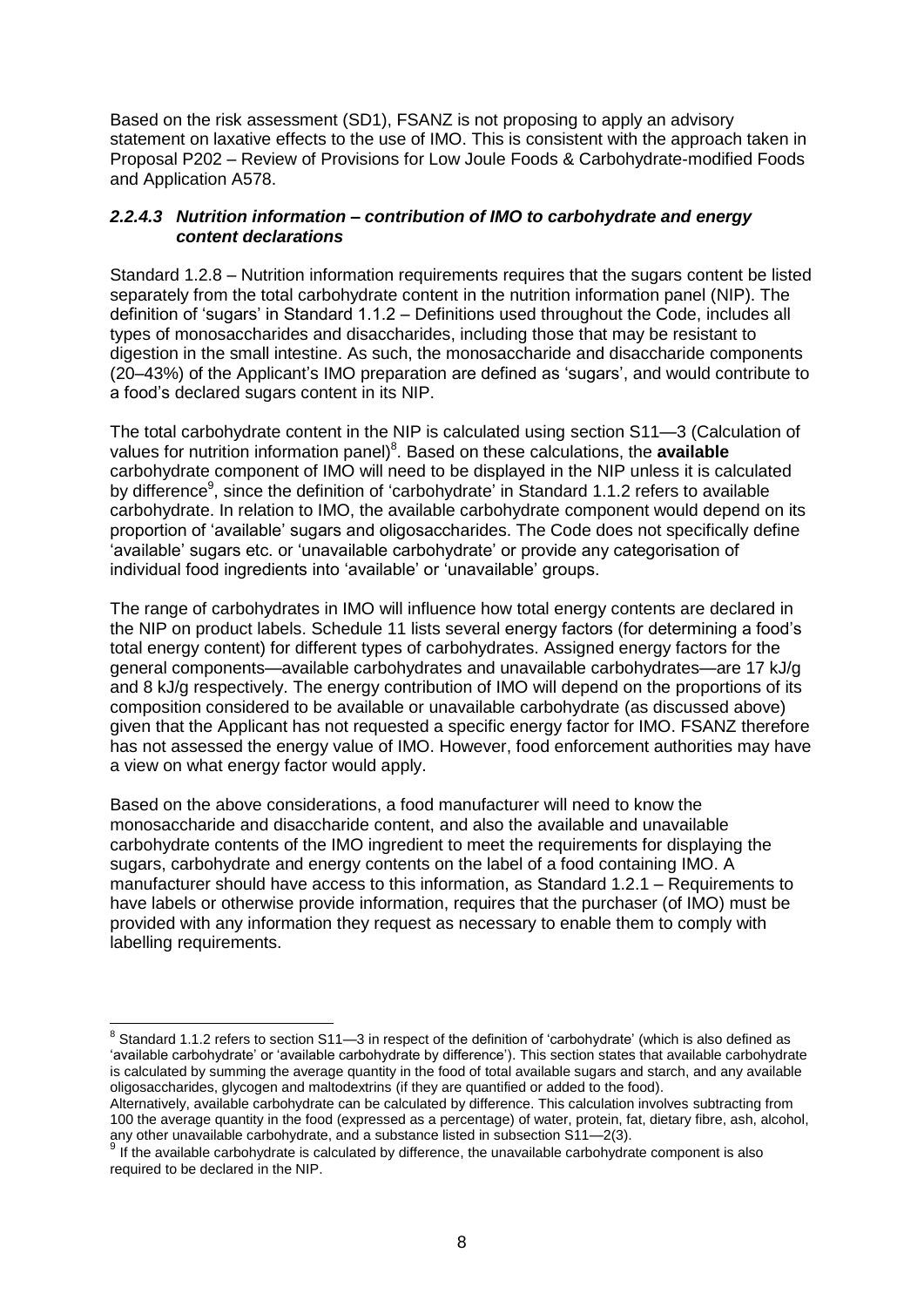Based on the risk assessment (SD1), FSANZ is not proposing to apply an advisory statement on laxative effects to the use of IMO. This is consistent with the approach taken in Proposal P202 – Review of Provisions for Low Joule Foods & Carbohydrate-modified Foods and Application A578.

#### *2.2.4.3 Nutrition information – contribution of IMO to carbohydrate and energy content declarations*

Standard 1.2.8 – Nutrition information requirements requires that the sugars content be listed separately from the total carbohydrate content in the nutrition information panel (NIP). The definition of 'sugars' in Standard 1.1.2 – Definitions used throughout the Code, includes all types of monosaccharides and disaccharides, including those that may be resistant to digestion in the small intestine. As such, the monosaccharide and disaccharide components (20–43%) of the Applicant's IMO preparation are defined as 'sugars', and would contribute to a food's declared sugars content in its NIP.

The total carbohydrate content in the NIP is calculated using section S11—3 (Calculation of values for nutrition information panel)[8]. Based on these calculations, the **available** carbohydrate component of IMO will need to be displayed in the NIP unless it is calculated by difference[9], since the definition of 'carbohydrate' in Standard 1.1.2 refers to available carbohydrate. In relation to IMO, the available carbohydrate component would depend on its proportion of 'available' sugars and oligosaccharides. The Code does not specifically define 'available' sugars etc. or 'unavailable carbohydrate' or provide any categorisation of individual food ingredients into 'available' or 'unavailable' groups.

The range of carbohydrates in IMO will influence how total energy contents are declared in the NIP on product labels. Schedule 11 lists several energy factors (for determining a food's total energy content) for different types of carbohydrates. Assigned energy factors for the general components—available carbohydrates and unavailable carbohydrates—are 17 kJ/g and 8 kJ/g respectively. The energy contribution of IMO will depend on the proportions of its composition considered to be available or unavailable carbohydrate (as discussed above) given that the Applicant has not requested a specific energy factor for IMO. FSANZ therefore has not assessed the energy value of IMO. However, food enforcement authorities may have a view on what energy factor would apply.

Based on the above considerations, a food manufacturer will need to know the monosaccharide and disaccharide content, and also the available and unavailable carbohydrate contents of the IMO ingredient to meet the requirements for displaying the sugars, carbohydrate and energy contents on the label of a food containing IMO. A manufacturer should have access to this information, as Standard 1.2.1 – Requirements to have labels or otherwise provide information, requires that the purchaser (of IMO) must be provided with any information they request as necessary to enable them to comply with labelling requirements.

---

[8] Standard 1.1.2 refers to section S11—3 in respect of the definition of 'carbohydrate' (which is also defined as 'available carbohydrate' or 'available carbohydrate by difference'). This section states that available carbohydrate is calculated by summing the average quantity in the food of total available sugars and starch, and any available oligosaccharides, glycogen and maltodextrins (if they are quantified or added to the food).
Alternatively, available carbohydrate can be calculated by difference. This calculation involves subtracting from 100 the average quantity in the food (expressed as a percentage) of water, protein, fat, dietary fibre, ash, alcohol, any other unavailable carbohydrate, and a substance listed in subsection S11—2(3).

[9] If the available carbohydrate is calculated by difference, the unavailable carbohydrate component is also required to be declared in the NIP.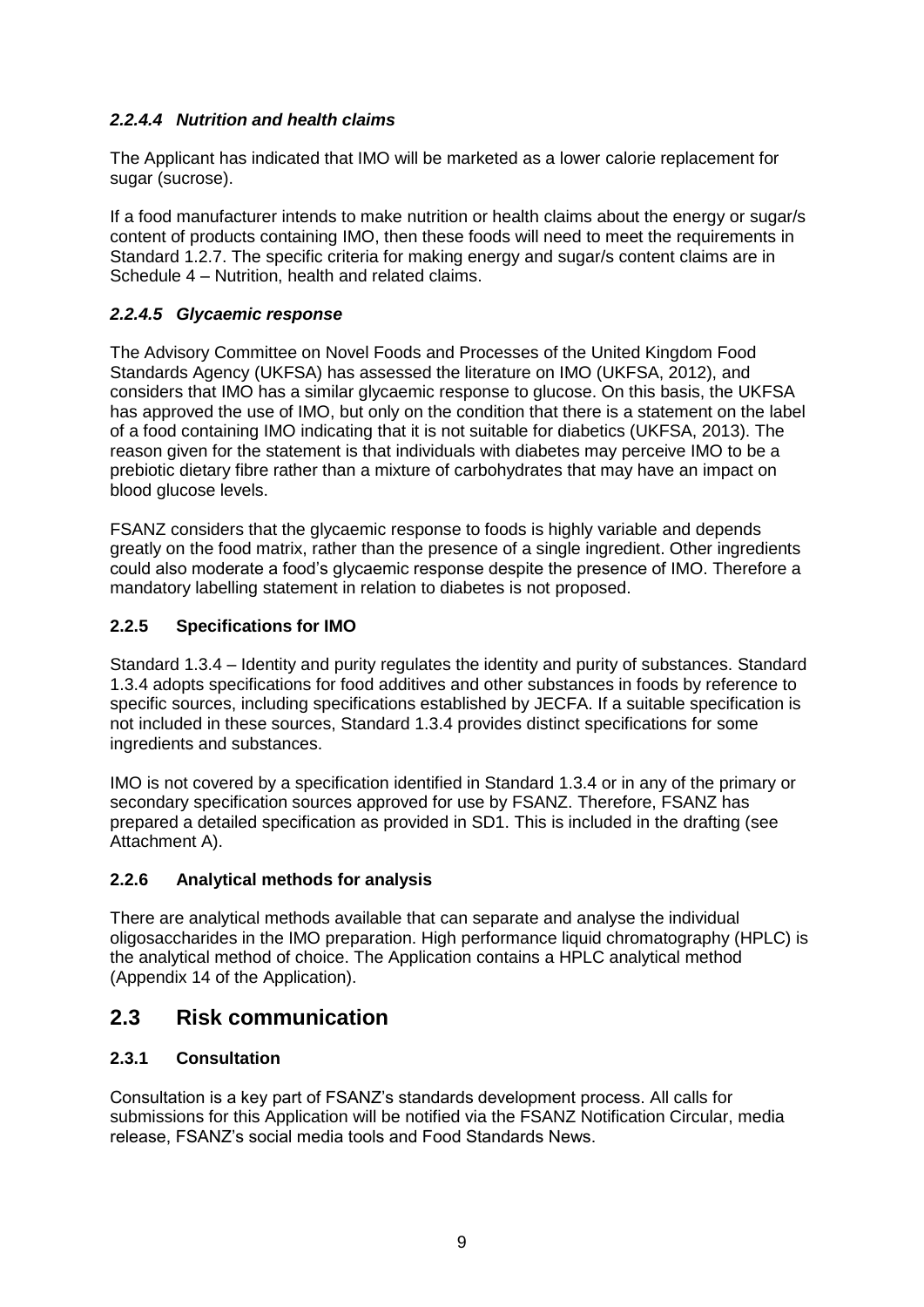#### *2.2.4.4 Nutrition and health claims*

The Applicant has indicated that IMO will be marketed as a lower calorie replacement for sugar (sucrose).

If a food manufacturer intends to make nutrition or health claims about the energy or sugar/s content of products containing IMO, then these foods will need to meet the requirements in Standard 1.2.7. The specific criteria for making energy and sugar/s content claims are in Schedule 4 – Nutrition, health and related claims.

#### *2.2.4.5 Glycaemic response*

The Advisory Committee on Novel Foods and Processes of the United Kingdom Food Standards Agency (UKFSA) has assessed the literature on IMO (UKFSA, 2012), and considers that IMO has a similar glycaemic response to glucose. On this basis, the UKFSA has approved the use of IMO, but only on the condition that there is a statement on the label of a food containing IMO indicating that it is not suitable for diabetics (UKFSA, 2013). The reason given for the statement is that individuals with diabetes may perceive IMO to be a prebiotic dietary fibre rather than a mixture of carbohydrates that may have an impact on blood glucose levels.

FSANZ considers that the glycaemic response to foods is highly variable and depends greatly on the food matrix, rather than the presence of a single ingredient. Other ingredients could also moderate a food's glycaemic response despite the presence of IMO. Therefore a mandatory labelling statement in relation to diabetes is not proposed.

### 2.2.5 Specifications for IMO

Standard 1.3.4 – Identity and purity regulates the identity and purity of substances. Standard 1.3.4 adopts specifications for food additives and other substances in foods by reference to specific sources, including specifications established by JECFA. If a suitable specification is not included in these sources, Standard 1.3.4 provides distinct specifications for some ingredients and substances.

IMO is not covered by a specification identified in Standard 1.3.4 or in any of the primary or secondary specification sources approved for use by FSANZ. Therefore, FSANZ has prepared a detailed specification as provided in SD1. This is included in the drafting (see Attachment A).

### 2.2.6 Analytical methods for analysis

There are analytical methods available that can separate and analyse the individual oligosaccharides in the IMO preparation. High performance liquid chromatography (HPLC) is the analytical method of choice. The Application contains a HPLC analytical method (Appendix 14 of the Application).

## 2.3 Risk communication

### 2.3.1 Consultation

Consultation is a key part of FSANZ's standards development process. All calls for submissions for this Application will be notified via the FSANZ Notification Circular, media release, FSANZ's social media tools and Food Standards News.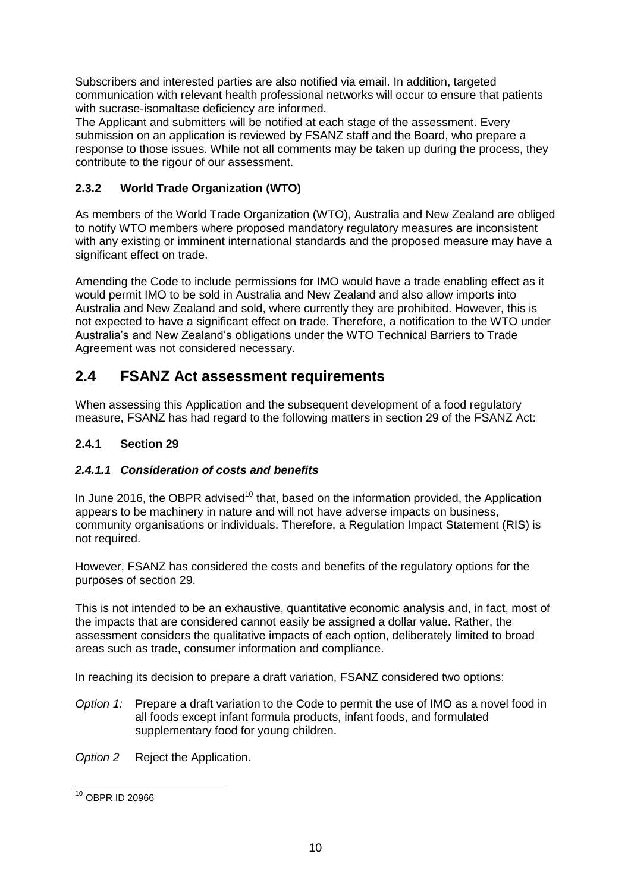Subscribers and interested parties are also notified via email. In addition, targeted communication with relevant health professional networks will occur to ensure that patients with sucrase-isomaltase deficiency are informed.
The Applicant and submitters will be notified at each stage of the assessment. Every submission on an application is reviewed by FSANZ staff and the Board, who prepare a response to those issues. While not all comments may be taken up during the process, they contribute to the rigour of our assessment.

### 2.3.2 World Trade Organization (WTO)

As members of the World Trade Organization (WTO), Australia and New Zealand are obliged to notify WTO members where proposed mandatory regulatory measures are inconsistent with any existing or imminent international standards and the proposed measure may have a significant effect on trade.

Amending the Code to include permissions for IMO would have a trade enabling effect as it would permit IMO to be sold in Australia and New Zealand and also allow imports into Australia and New Zealand and sold, where currently they are prohibited. However, this is not expected to have a significant effect on trade. Therefore, a notification to the WTO under Australia's and New Zealand's obligations under the WTO Technical Barriers to Trade Agreement was not considered necessary.

## 2.4 FSANZ Act assessment requirements

When assessing this Application and the subsequent development of a food regulatory measure, FSANZ has had regard to the following matters in section 29 of the FSANZ Act:

### 2.4.1 Section 29

#### *2.4.1.1 Consideration of costs and benefits*

In June 2016, the OBPR advised[10] that, based on the information provided, the Application appears to be machinery in nature and will not have adverse impacts on business, community organisations or individuals. Therefore, a Regulation Impact Statement (RIS) is not required.

However, FSANZ has considered the costs and benefits of the regulatory options for the purposes of section 29.

This is not intended to be an exhaustive, quantitative economic analysis and, in fact, most of the impacts that are considered cannot easily be assigned a dollar value. Rather, the assessment considers the qualitative impacts of each option, deliberately limited to broad areas such as trade, consumer information and compliance.

In reaching its decision to prepare a draft variation, FSANZ considered two options:

*Option 1:* Prepare a draft variation to the Code to permit the use of IMO as a novel food in all foods except infant formula products, infant foods, and formulated supplementary food for young children.

*Option 2* Reject the Application.

[10] OBPR ID 20966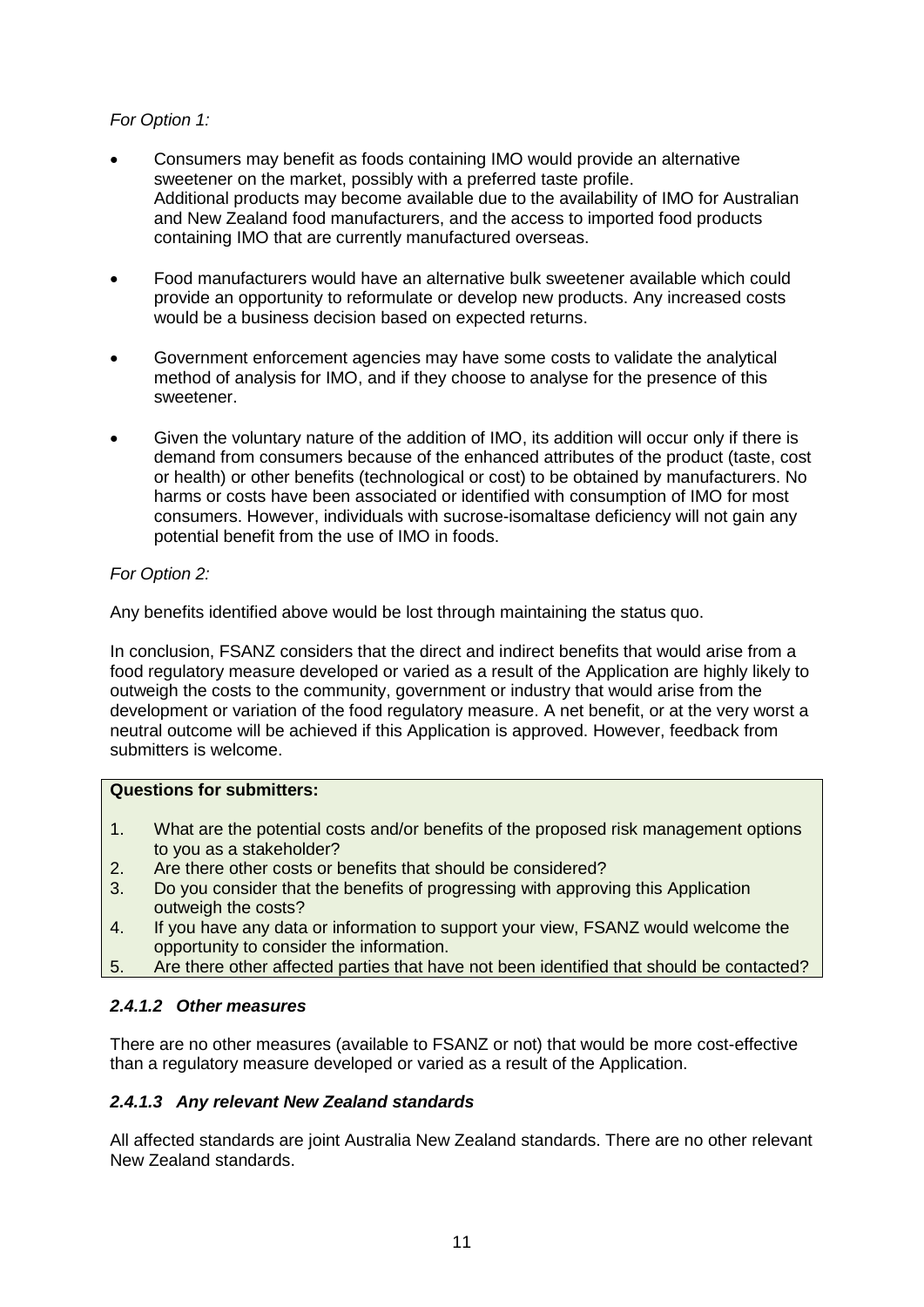*For Option 1:*

- Consumers may benefit as foods containing IMO would provide an alternative sweetener on the market, possibly with a preferred taste profile.
  Additional products may become available due to the availability of IMO for Australian and New Zealand food manufacturers, and the access to imported food products containing IMO that are currently manufactured overseas.

- Food manufacturers would have an alternative bulk sweetener available which could provide an opportunity to reformulate or develop new products. Any increased costs would be a business decision based on expected returns.

- Government enforcement agencies may have some costs to validate the analytical method of analysis for IMO, and if they choose to analyse for the presence of this sweetener.

- Given the voluntary nature of the addition of IMO, its addition will occur only if there is demand from consumers because of the enhanced attributes of the product (taste, cost or health) or other benefits (technological or cost) to be obtained by manufacturers. No harms or costs have been associated or identified with consumption of IMO for most consumers. However, individuals with sucrose-isomaltase deficiency will not gain any potential benefit from the use of IMO in foods.

*For Option 2:*

Any benefits identified above would be lost through maintaining the status quo.

In conclusion, FSANZ considers that the direct and indirect benefits that would arise from a food regulatory measure developed or varied as a result of the Application are highly likely to outweigh the costs to the community, government or industry that would arise from the development or variation of the food regulatory measure. A net benefit, or at the very worst a neutral outcome will be achieved if this Application is approved. However, feedback from submitters is welcome.

**Questions for submitters:**

1. What are the potential costs and/or benefits of the proposed risk management options to you as a stakeholder?
2. Are there other costs or benefits that should be considered?
3. Do you consider that the benefits of progressing with approving this Application outweigh the costs?
4. If you have any data or information to support your view, FSANZ would welcome the opportunity to consider the information.
5. Are there other affected parties that have not been identified that should be contacted?

#### *2.4.1.2 Other measures*

There are no other measures (available to FSANZ or not) that would be more cost-effective than a regulatory measure developed or varied as a result of the Application.

#### *2.4.1.3 Any relevant New Zealand standards*

All affected standards are joint Australia New Zealand standards. There are no other relevant New Zealand standards.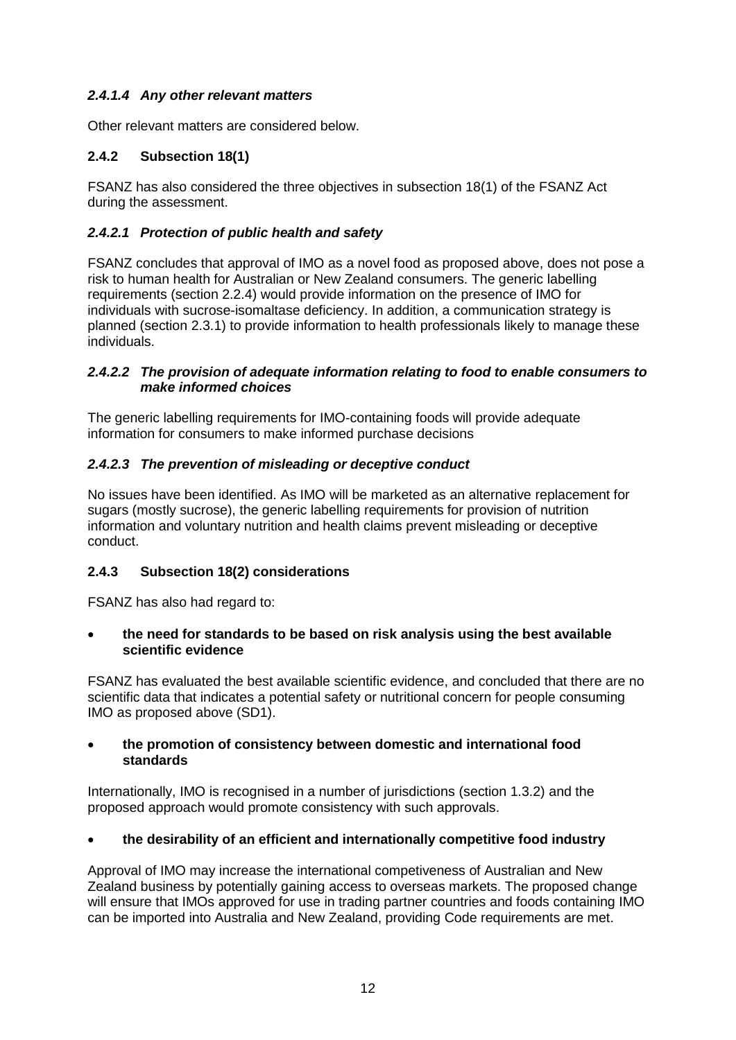#### *2.4.1.4 Any other relevant matters*

Other relevant matters are considered below.

### 2.4.2 Subsection 18(1)

FSANZ has also considered the three objectives in subsection 18(1) of the FSANZ Act during the assessment.

#### *2.4.2.1 Protection of public health and safety*

FSANZ concludes that approval of IMO as a novel food as proposed above, does not pose a risk to human health for Australian or New Zealand consumers. The generic labelling requirements (section 2.2.4) would provide information on the presence of IMO for individuals with sucrose-isomaltase deficiency. In addition, a communication strategy is planned (section 2.3.1) to provide information to health professionals likely to manage these individuals.

#### *2.4.2.2 The provision of adequate information relating to food to enable consumers to make informed choices*

The generic labelling requirements for IMO-containing foods will provide adequate information for consumers to make informed purchase decisions

#### *2.4.2.3 The prevention of misleading or deceptive conduct*

No issues have been identified. As IMO will be marketed as an alternative replacement for sugars (mostly sucrose), the generic labelling requirements for provision of nutrition information and voluntary nutrition and health claims prevent misleading or deceptive conduct.

### 2.4.3 Subsection 18(2) considerations

FSANZ has also had regard to:

- **the need for standards to be based on risk analysis using the best available scientific evidence**

FSANZ has evaluated the best available scientific evidence, and concluded that there are no scientific data that indicates a potential safety or nutritional concern for people consuming IMO as proposed above (SD1).

- **the promotion of consistency between domestic and international food standards**

Internationally, IMO is recognised in a number of jurisdictions (section 1.3.2) and the proposed approach would promote consistency with such approvals.

- **the desirability of an efficient and internationally competitive food industry**

Approval of IMO may increase the international competiveness of Australian and New Zealand business by potentially gaining access to overseas markets. The proposed change will ensure that IMOs approved for use in trading partner countries and foods containing IMO can be imported into Australia and New Zealand, providing Code requirements are met.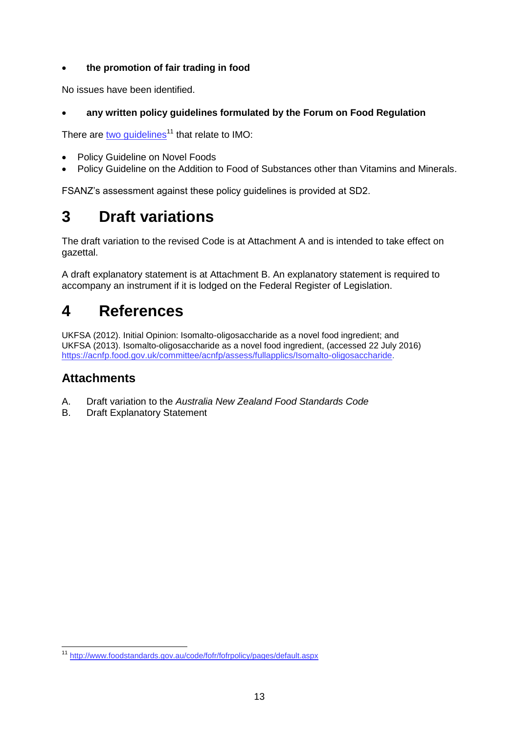- **the promotion of fair trading in food**

No issues have been identified.

- **any written policy guidelines formulated by the Forum on Food Regulation**

There are [two guidelines](http://www.foodstandards.gov.au/code/fofr/fofrpolicy/pages/default.aspx)[11] that relate to IMO:

- Policy Guideline on Novel Foods
- Policy Guideline on the Addition to Food of Substances other than Vitamins and Minerals.

FSANZ's assessment against these policy guidelines is provided at SD2.

# 3 Draft variations

The draft variation to the revised Code is at Attachment A and is intended to take effect on gazettal.

A draft explanatory statement is at Attachment B. An explanatory statement is required to accompany an instrument if it is lodged on the Federal Register of Legislation.

# 4 References

UKFSA (2012). Initial Opinion: Isomalto-oligosaccharide as a novel food ingredient; and UKFSA (2013). Isomalto-oligosaccharide as a novel food ingredient, (accessed 22 July 2016) https://acnfp.food.gov.uk/committee/acnfp/assess/fullapplics/Isomalto-oligosaccharide.

## Attachments

A. Draft variation to the *Australia New Zealand Food Standards Code*
B. Draft Explanatory Statement

[11] http://www.foodstandards.gov.au/code/fofr/fofrpolicy/pages/default.aspx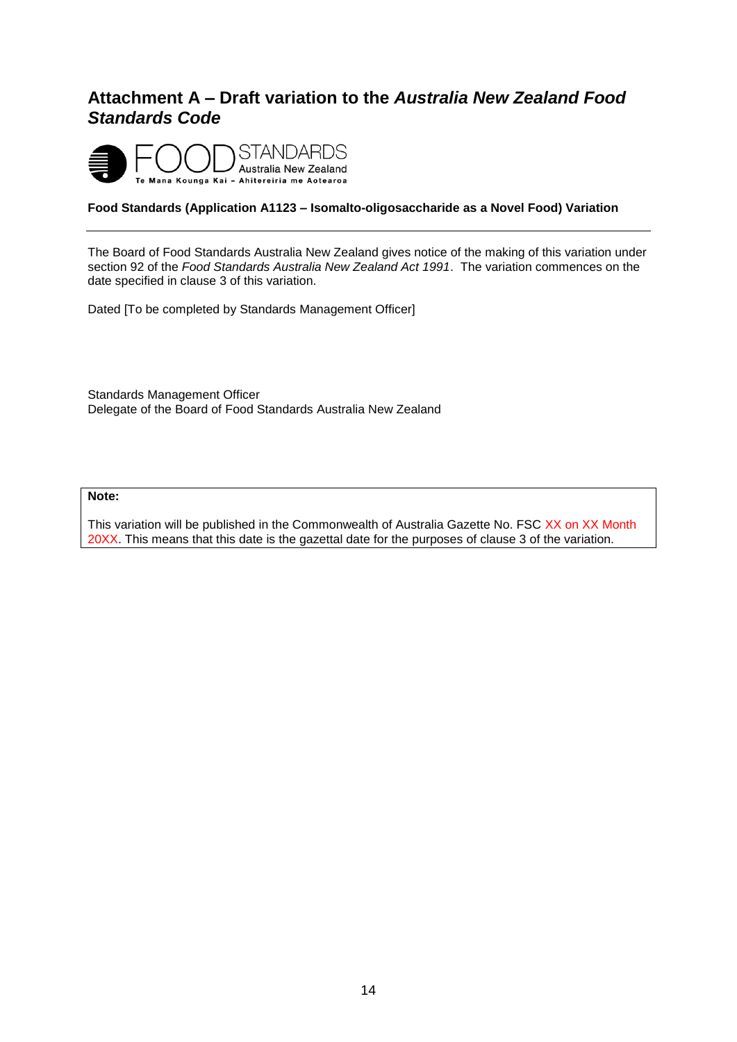# Attachment A – Draft variation to the *Australia New Zealand Food Standards Code*

FOOD STANDARDS Australia New Zealand
Te Mana Kounga Kai – Ahitereiria me Aotearoa

**Food Standards (Application A1123 – Isomalto-oligosaccharide as a Novel Food) Variation**

---

The Board of Food Standards Australia New Zealand gives notice of the making of this variation under section 92 of the *Food Standards Australia New Zealand Act 1991*. The variation commences on the date specified in clause 3 of this variation.

Dated [To be completed by Standards Management Officer]

Standards Management Officer
Delegate of the Board of Food Standards Australia New Zealand

**Note:**

This variation will be published in the Commonwealth of Australia Gazette No. FSC XX on XX Month 20XX. This means that this date is the gazettal date for the purposes of clause 3 of the variation.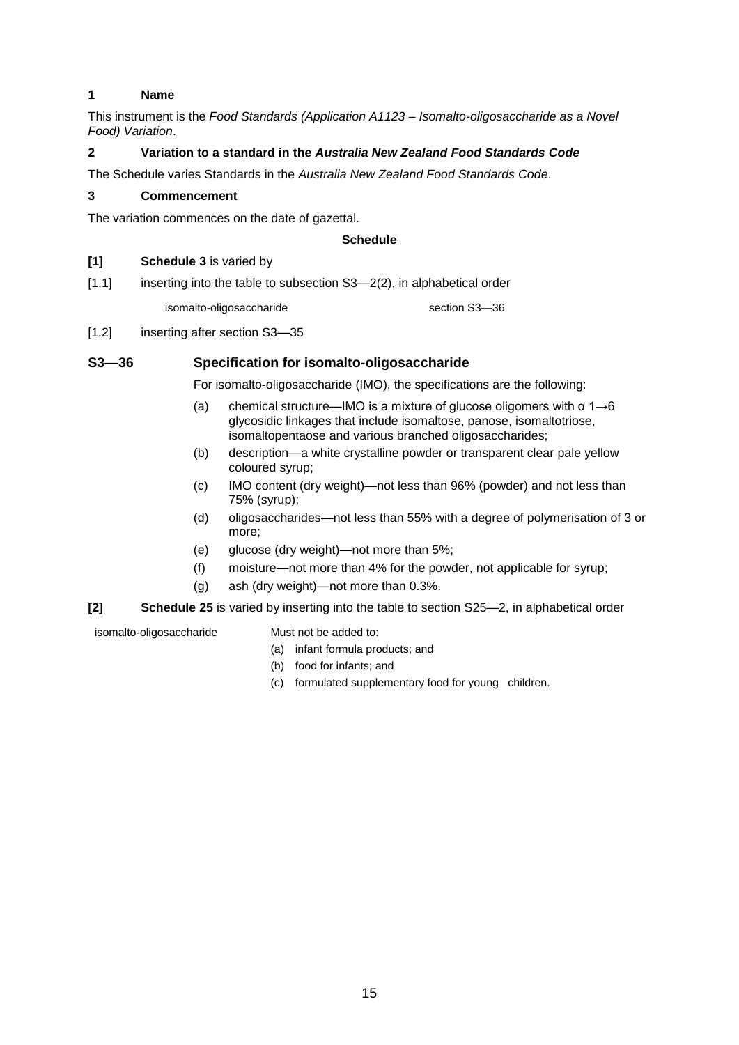### 1 Name

This instrument is the *Food Standards (Application A1123 – Isomalto-oligosaccharide as a Novel Food) Variation*.

### 2 Variation to a standard in the *Australia New Zealand Food Standards Code*

The Schedule varies Standards in the *Australia New Zealand Food Standards Code*.

### 3 Commencement

The variation commences on the date of gazettal.

**Schedule**

**[1]** **Schedule 3** is varied by

[1.1] inserting into the table to subsection S3—2(2), in alphabetical order

| | |
|---|---|
| isomalto-oligosaccharide | section S3—36 |

[1.2] inserting after section S3—35

### S3—36 Specification for isomalto-oligosaccharide

For isomalto-oligosaccharide (IMO), the specifications are the following:

(a) chemical structure—IMO is a mixture of glucose oligomers with α 1→6 glycosidic linkages that include isomaltose, panose, isomaltotriose, isomaltopentaose and various branched oligosaccharides;

(b) description—a white crystalline powder or transparent clear pale yellow coloured syrup;

(c) IMO content (dry weight)—not less than 96% (powder) and not less than 75% (syrup);

(d) oligosaccharides—not less than 55% with a degree of polymerisation of 3 or more;

(e) glucose (dry weight)—not more than 5%;

(f) moisture—not more than 4% for the powder, not applicable for syrup;

(g) ash (dry weight)—not more than 0.3%.

**[2]** **Schedule 25** is varied by inserting into the table to section S25—2, in alphabetical order

| | |
|---|---|
| isomalto-oligosaccharide | Must not be added to:<br>(a) infant formula products; and<br>(b) food for infants; and<br>(c) formulated supplementary food for young children. |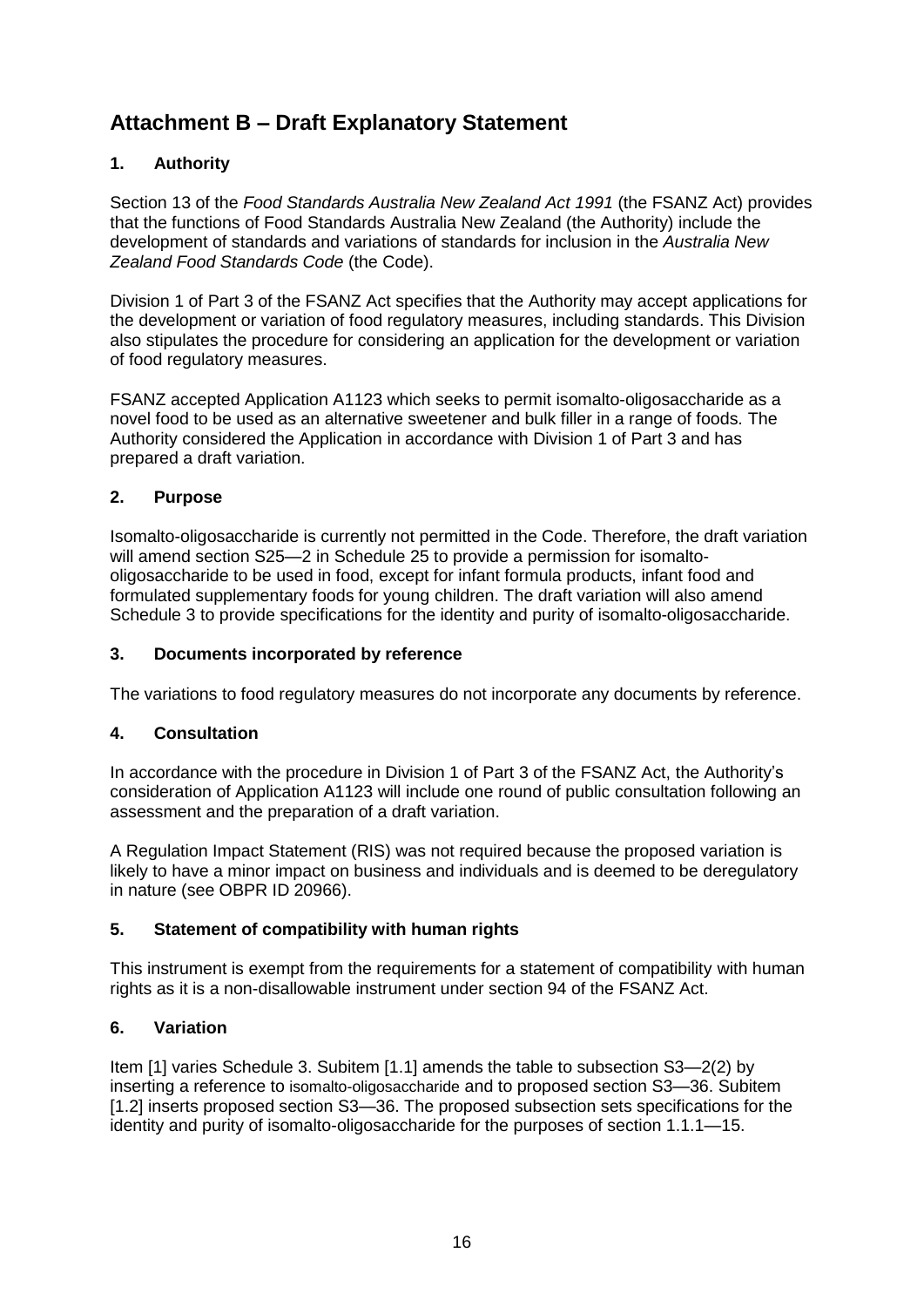## Attachment B – Draft Explanatory Statement

### 1. Authority

Section 13 of the *Food Standards Australia New Zealand Act 1991* (the FSANZ Act) provides that the functions of Food Standards Australia New Zealand (the Authority) include the development of standards and variations of standards for inclusion in the *Australia New Zealand Food Standards Code* (the Code).

Division 1 of Part 3 of the FSANZ Act specifies that the Authority may accept applications for the development or variation of food regulatory measures, including standards. This Division also stipulates the procedure for considering an application for the development or variation of food regulatory measures.

FSANZ accepted Application A1123 which seeks to permit isomalto-oligosaccharide as a novel food to be used as an alternative sweetener and bulk filler in a range of foods. The Authority considered the Application in accordance with Division 1 of Part 3 and has prepared a draft variation.

### 2. Purpose

Isomalto-oligosaccharide is currently not permitted in the Code. Therefore, the draft variation will amend section S25—2 in Schedule 25 to provide a permission for isomalto-oligosaccharide to be used in food, except for infant formula products, infant food and formulated supplementary foods for young children. The draft variation will also amend Schedule 3 to provide specifications for the identity and purity of isomalto-oligosaccharide.

### 3. Documents incorporated by reference

The variations to food regulatory measures do not incorporate any documents by reference.

### 4. Consultation

In accordance with the procedure in Division 1 of Part 3 of the FSANZ Act, the Authority's consideration of Application A1123 will include one round of public consultation following an assessment and the preparation of a draft variation.

A Regulation Impact Statement (RIS) was not required because the proposed variation is likely to have a minor impact on business and individuals and is deemed to be deregulatory in nature (see OBPR ID 20966).

### 5. Statement of compatibility with human rights

This instrument is exempt from the requirements for a statement of compatibility with human rights as it is a non-disallowable instrument under section 94 of the FSANZ Act.

### 6. Variation

Item [1] varies Schedule 3. Subitem [1.1] amends the table to subsection S3—2(2) by inserting a reference to isomalto-oligosaccharide and to proposed section S3—36. Subitem [1.2] inserts proposed section S3—36. The proposed subsection sets specifications for the identity and purity of isomalto-oligosaccharide for the purposes of section 1.1.1—15.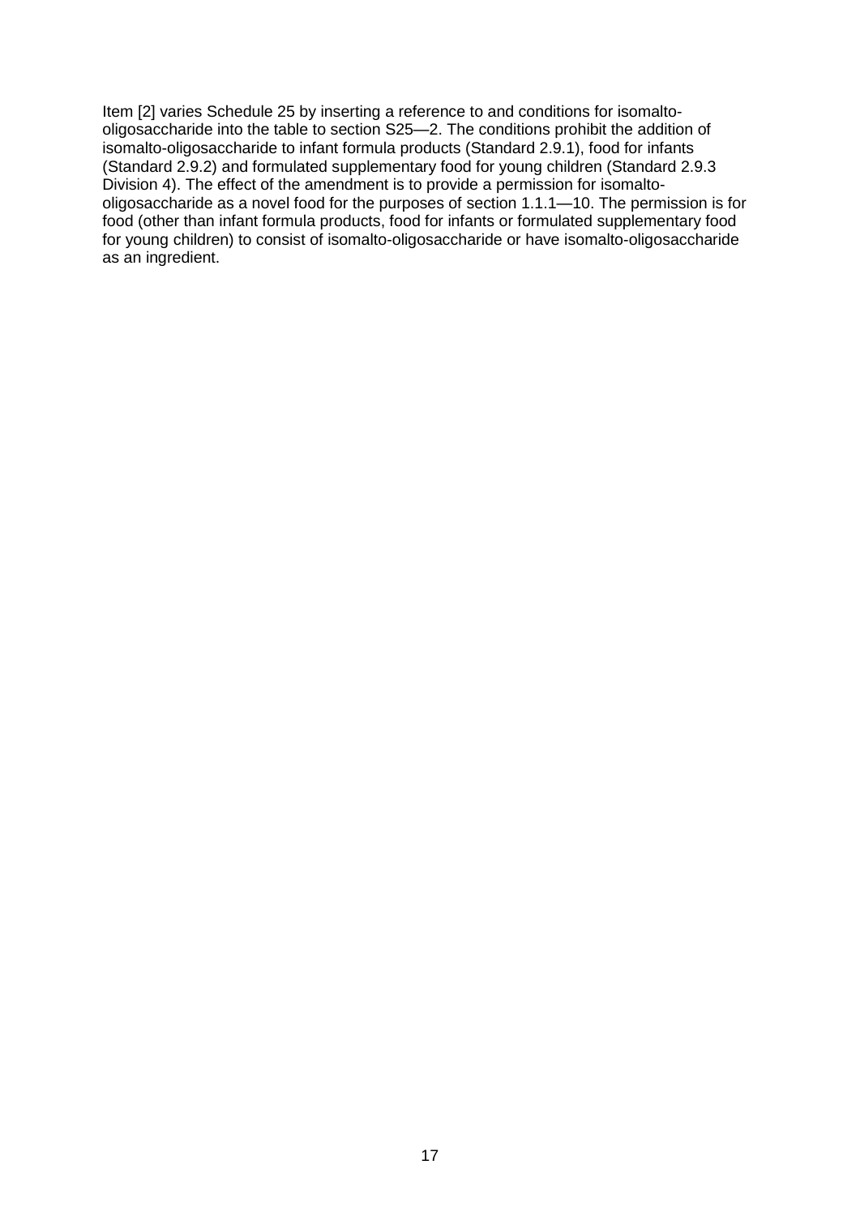Item [2] varies Schedule 25 by inserting a reference to and conditions for isomalto-oligosaccharide into the table to section S25—2. The conditions prohibit the addition of isomalto-oligosaccharide to infant formula products (Standard 2.9.1), food for infants (Standard 2.9.2) and formulated supplementary food for young children (Standard 2.9.3 Division 4). The effect of the amendment is to provide a permission for isomalto-oligosaccharide as a novel food for the purposes of section 1.1.1—10. The permission is for food (other than infant formula products, food for infants or formulated supplementary food for young children) to consist of isomalto-oligosaccharide or have isomalto-oligosaccharide as an ingredient.